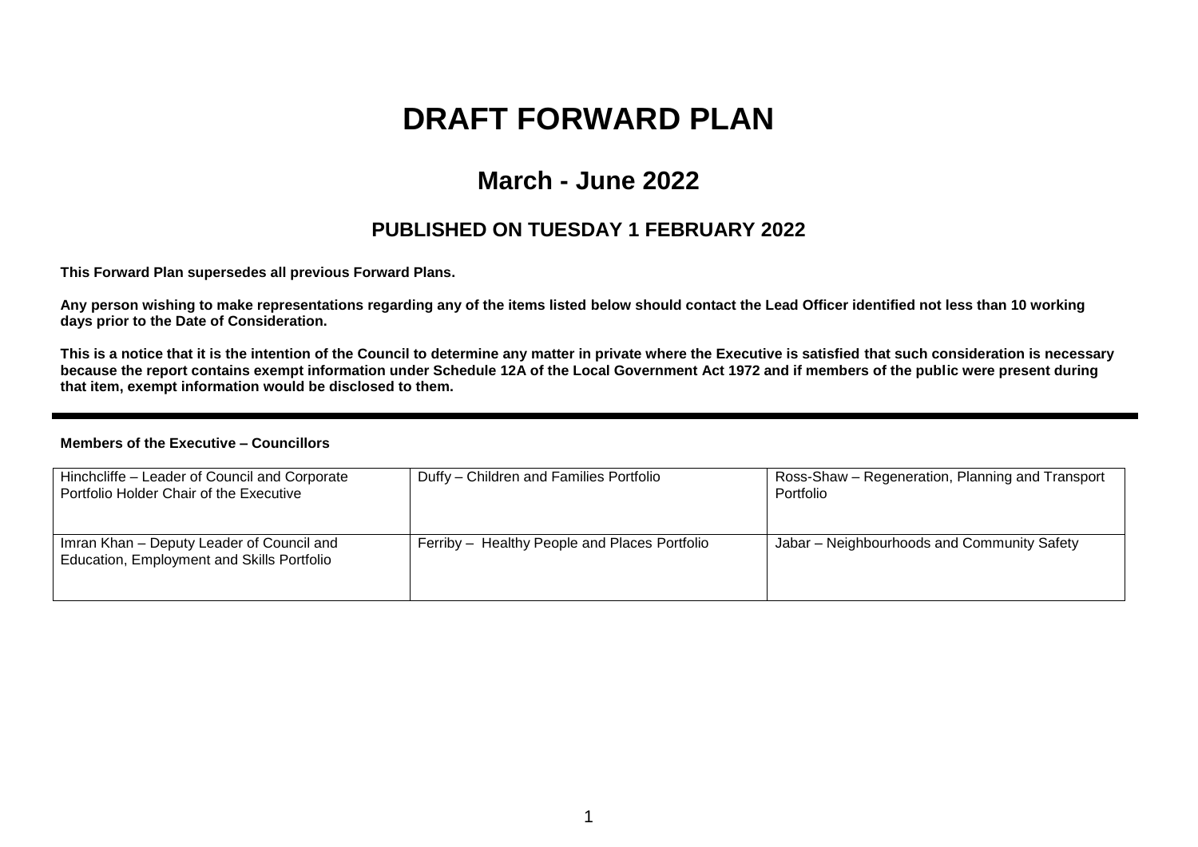# DRAFT FORWARD PLAN

## March - June 2022

### PUBLISHED ON TUESDAY 1 FEBRUARY 2022

**This Forward Plan supersedes all previous Forward Plans.**

**Any person wishing to make representations regarding any of the items listed below should contact the Lead Officer identified not less than 10 working days prior to the Date of Consideration.**

**This is a notice that it is the intention of the Council to determine any matter in private where the Executive is satisfied that such consideration is necessary because the report contains exempt information under Schedule 12A of the Local Government Act 1972 and if members of the public were present during that item, exempt information would be disclosed to them.**

---

**Members of the Executive – Councillors**

| | | |
|---|---|---|
| Hinchcliffe – Leader of Council and Corporate Portfolio Holder Chair of the Executive | Duffy – Children and Families Portfolio | Ross-Shaw – Regeneration, Planning and Transport Portfolio |
| Imran Khan – Deputy Leader of Council and Education, Employment and Skills Portfolio | Ferriby – Healthy People and Places Portfolio | Jabar – Neighbourhoods and Community Safety |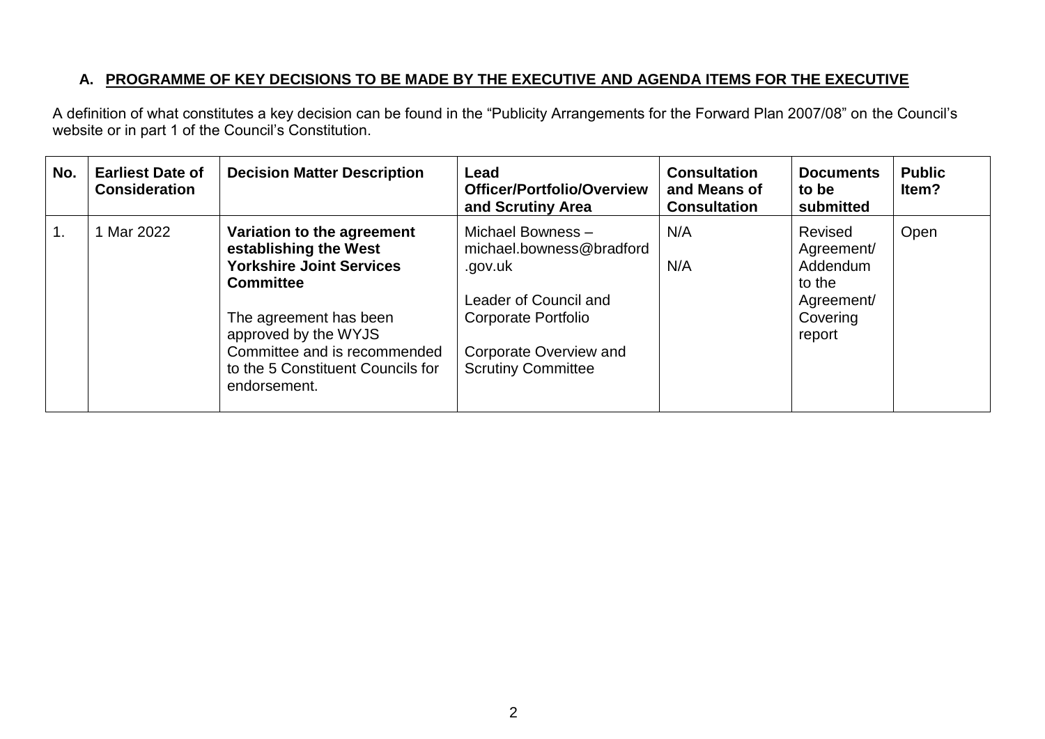## A. PROGRAMME OF KEY DECISIONS TO BE MADE BY THE EXECUTIVE AND AGENDA ITEMS FOR THE EXECUTIVE

A definition of what constitutes a key decision can be found in the "Publicity Arrangements for the Forward Plan 2007/08" on the Council's website or in part 1 of the Council's Constitution.

| No. | Earliest Date of Consideration | Decision Matter Description | Lead Officer/Portfolio/Overview and Scrutiny Area | Consultation and Means of Consultation | Documents to be submitted | Public Item? |
|---|---|---|---|---|---|---|
| 1. | 1 Mar 2022 | **Variation to the agreement establishing the West Yorkshire Joint Services Committee**<br><br>The agreement has been approved by the WYJS Committee and is recommended to the 5 Constituent Councils for endorsement. | Michael Bowness – michael.bowness@bradford.gov.uk<br><br>Leader of Council and Corporate Portfolio<br><br>Corporate Overview and Scrutiny Committee | N/A<br><br>N/A | Revised Agreement/ Addendum to the Agreement/ Covering report | Open |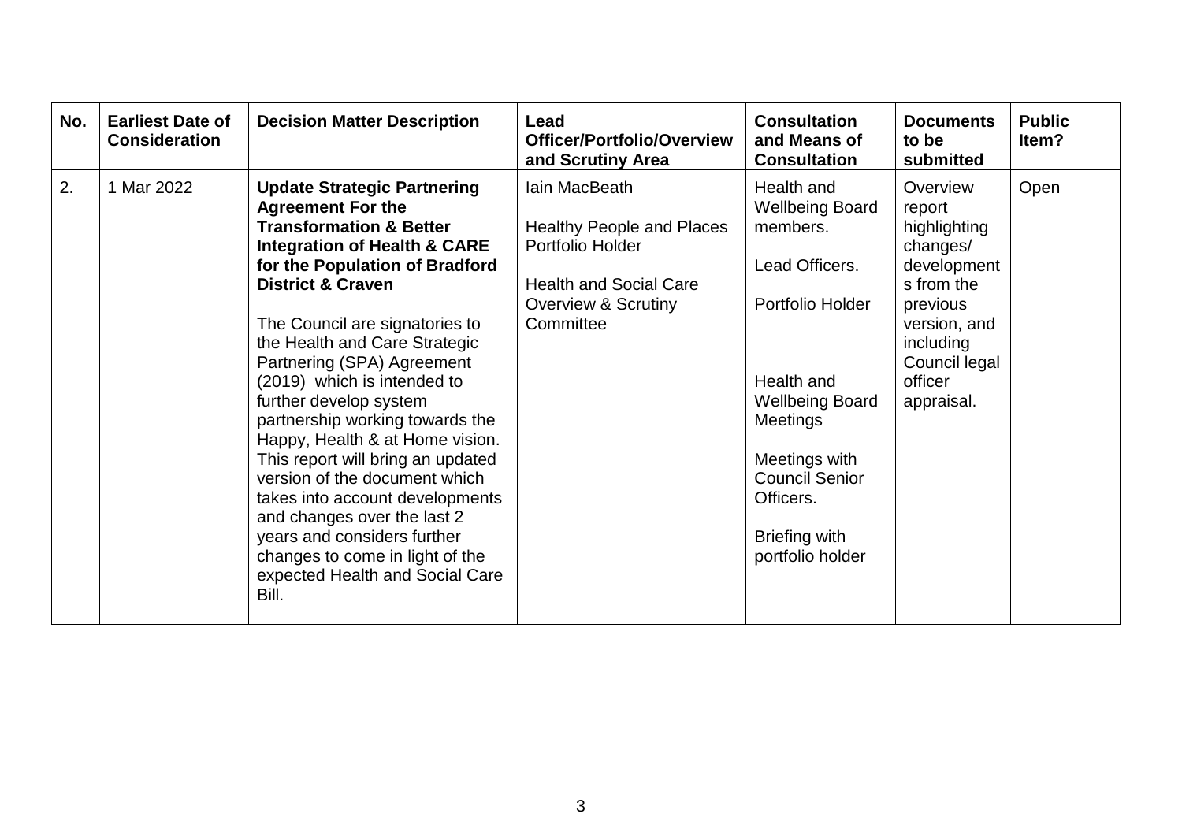| No. | Earliest Date of Consideration | Decision Matter Description | Lead Officer/Portfolio/Overview and Scrutiny Area | Consultation and Means of Consultation | Documents to be submitted | Public Item? |
|---|---|---|---|---|---|---|
| 2. | 1 Mar 2022 | **Update Strategic Partnering Agreement For the Transformation & Better Integration of Health & CARE for the Population of Bradford District & Craven**<br><br>The Council are signatories to the Health and Care Strategic Partnering (SPA) Agreement (2019) which is intended to further develop system partnership working towards the Happy, Health & at Home vision. This report will bring an updated version of the document which takes into account developments and changes over the last 2 years and considers further changes to come in light of the expected Health and Social Care Bill. | Iain MacBeath<br><br>Healthy People and Places Portfolio Holder<br><br>Health and Social Care Overview & Scrutiny Committee | Health and Wellbeing Board members.<br><br>Lead Officers.<br><br>Portfolio Holder<br><br>Health and Wellbeing Board Meetings<br><br>Meetings with Council Senior Officers.<br><br>Briefing with portfolio holder | Overview report highlighting changes/ developments from the previous version, and including Council legal officer appraisal. | Open |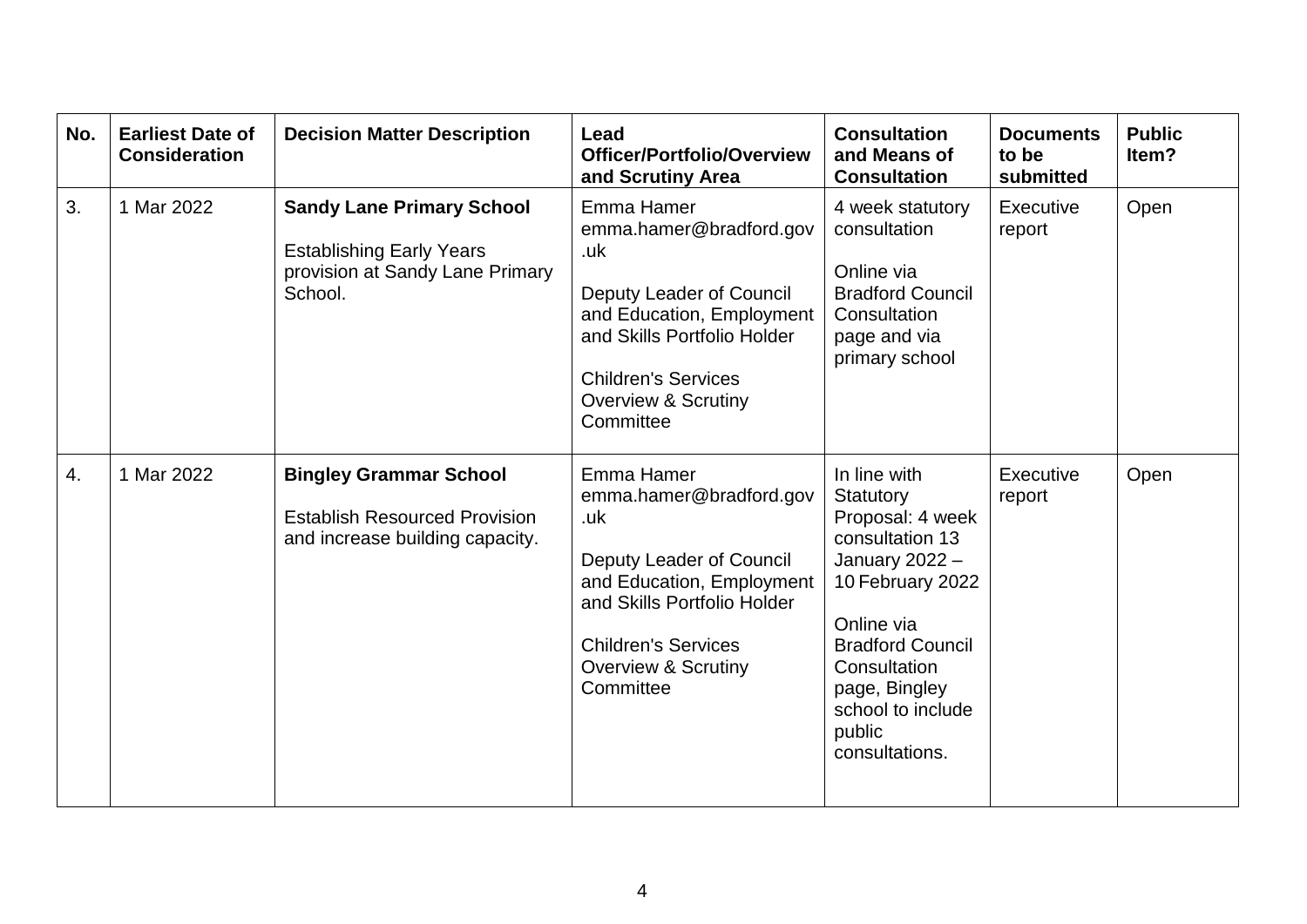| No. | Earliest Date of Consideration | Decision Matter Description | Lead Officer/Portfolio/Overview and Scrutiny Area | Consultation and Means of Consultation | Documents to be submitted | Public Item? |
|---|---|---|---|---|---|---|
| 3. | 1 Mar 2022 | **Sandy Lane Primary School**<br><br>Establishing Early Years provision at Sandy Lane Primary School. | Emma Hamer emma.hamer@bradford.gov.uk<br><br>Deputy Leader of Council and Education, Employment and Skills Portfolio Holder<br><br>Children's Services Overview & Scrutiny Committee | 4 week statutory consultation<br><br>Online via Bradford Council Consultation page and via primary school | Executive report | Open |
| 4. | 1 Mar 2022 | **Bingley Grammar School**<br><br>Establish Resourced Provision and increase building capacity. | Emma Hamer emma.hamer@bradford.gov.uk<br><br>Deputy Leader of Council and Education, Employment and Skills Portfolio Holder<br><br>Children's Services Overview & Scrutiny Committee | In line with Statutory Proposal: 4 week consultation 13 January 2022 – 10 February 2022<br><br>Online via Bradford Council Consultation page, Bingley school to include public consultations. | Executive report | Open |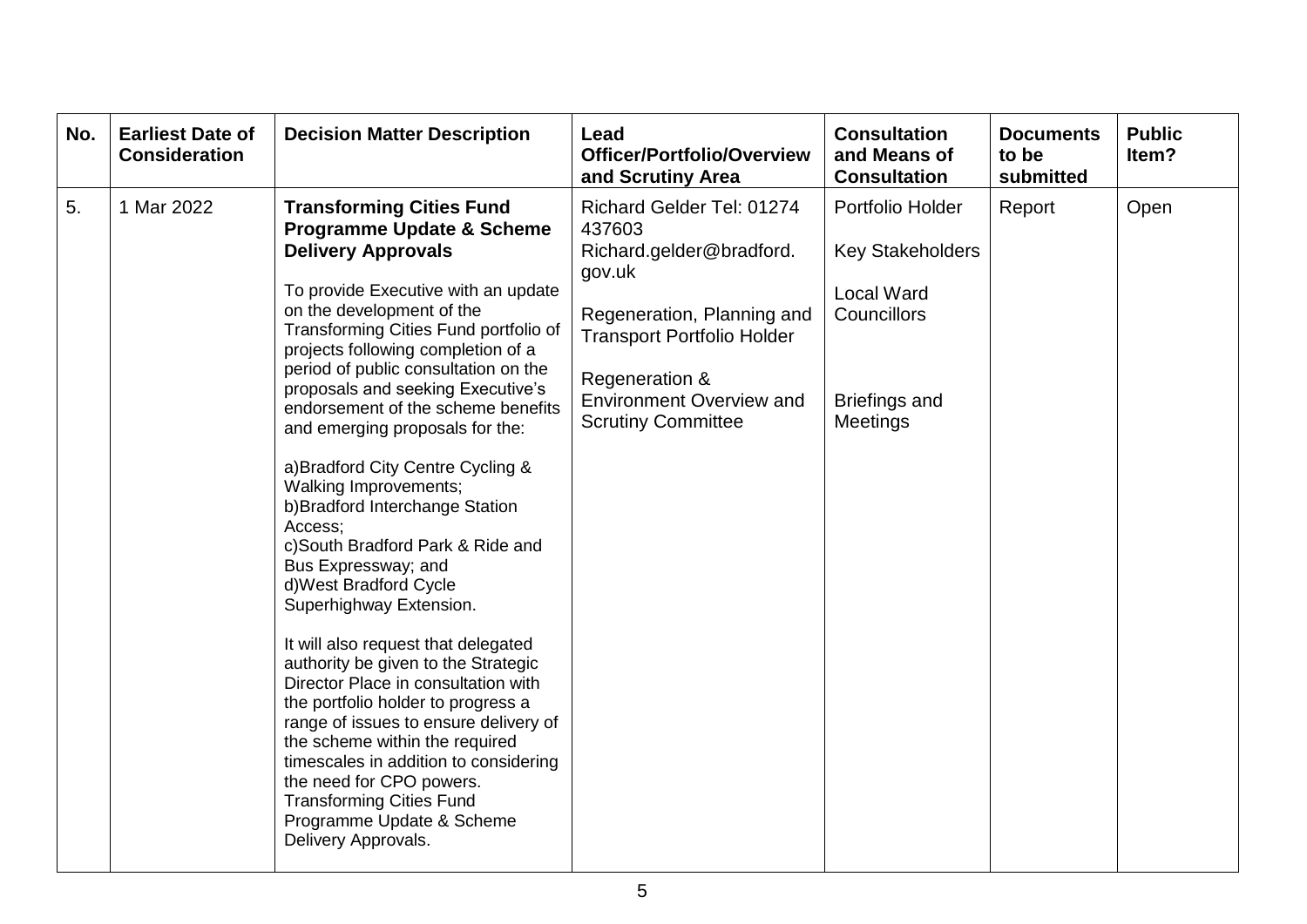| No. | Earliest Date of Consideration | Decision Matter Description | Lead Officer/Portfolio/Overview and Scrutiny Area | Consultation and Means of Consultation | Documents to be submitted | Public Item? |
|---|---|---|---|---|---|---|
| 5. | 1 Mar 2022 | **Transforming Cities Fund Programme Update & Scheme Delivery Approvals**<br><br>To provide Executive with an update on the development of the Transforming Cities Fund portfolio of projects following completion of a period of public consultation on the proposals and seeking Executive's endorsement of the scheme benefits and emerging proposals for the:<br><br>a)Bradford City Centre Cycling & Walking Improvements;<br>b)Bradford Interchange Station Access;<br>c)South Bradford Park & Ride and Bus Expressway; and<br>d)West Bradford Cycle Superhighway Extension.<br><br>It will also request that delegated authority be given to the Strategic Director Place in consultation with the portfolio holder to progress a range of issues to ensure delivery of the scheme within the required timescales in addition to considering the need for CPO powers. Transforming Cities Fund Programme Update & Scheme Delivery Approvals. | Richard Gelder Tel: 01274 437603 Richard.gelder@bradford.gov.uk<br><br>Regeneration, Planning and Transport Portfolio Holder<br><br>Regeneration & Environment Overview and Scrutiny Committee | Portfolio Holder<br><br>Key Stakeholders<br><br>Local Ward Councillors<br><br>Briefings and Meetings | Report | Open |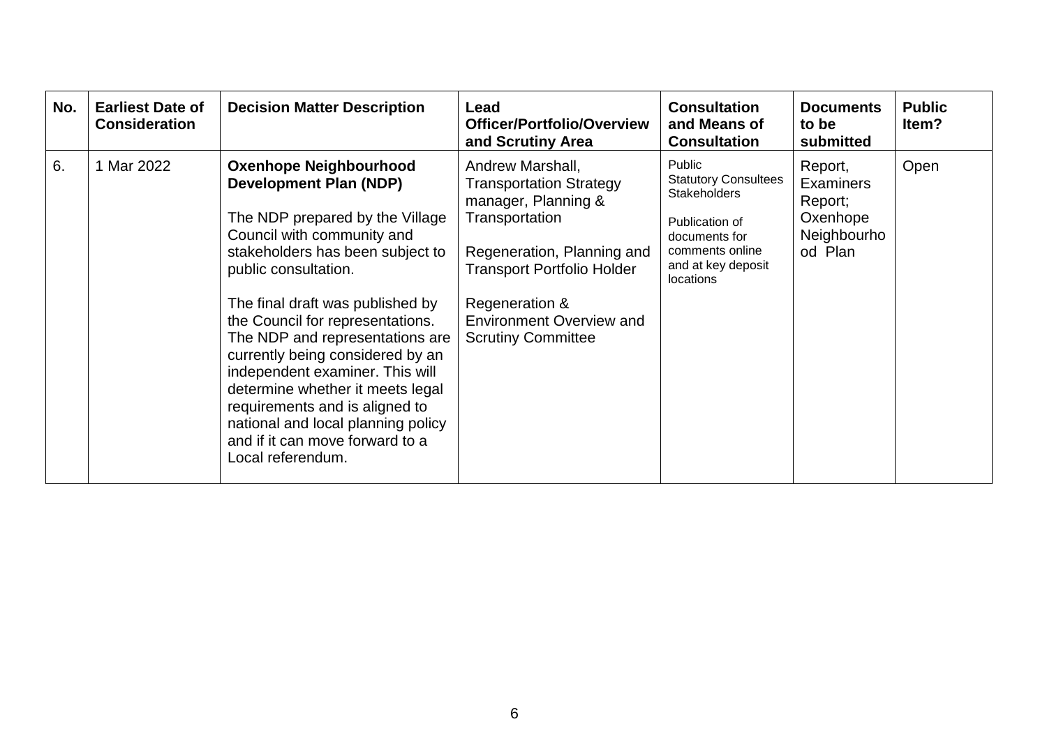| No. | Earliest Date of Consideration | Decision Matter Description | Lead Officer/Portfolio/Overview and Scrutiny Area | Consultation and Means of Consultation | Documents to be submitted | Public Item? |
|---|---|---|---|---|---|---|
| 6. | 1 Mar 2022 | **Oxenhope Neighbourhood Development Plan (NDP)**<br><br>The NDP prepared by the Village Council with community and stakeholders has been subject to public consultation.<br><br>The final draft was published by the Council for representations. The NDP and representations are currently being considered by an independent examiner. This will determine whether it meets legal requirements and is aligned to national and local planning policy and if it can move forward to a Local referendum. | Andrew Marshall, Transportation Strategy manager, Planning & Transportation<br><br>Regeneration, Planning and Transport Portfolio Holder<br><br>Regeneration & Environment Overview and Scrutiny Committee | Public<br>Statutory Consultees<br>Stakeholders<br><br>Publication of documents for comments online and at key deposit locations | Report, Examiners Report; Oxenhope Neighbourhood Plan | Open |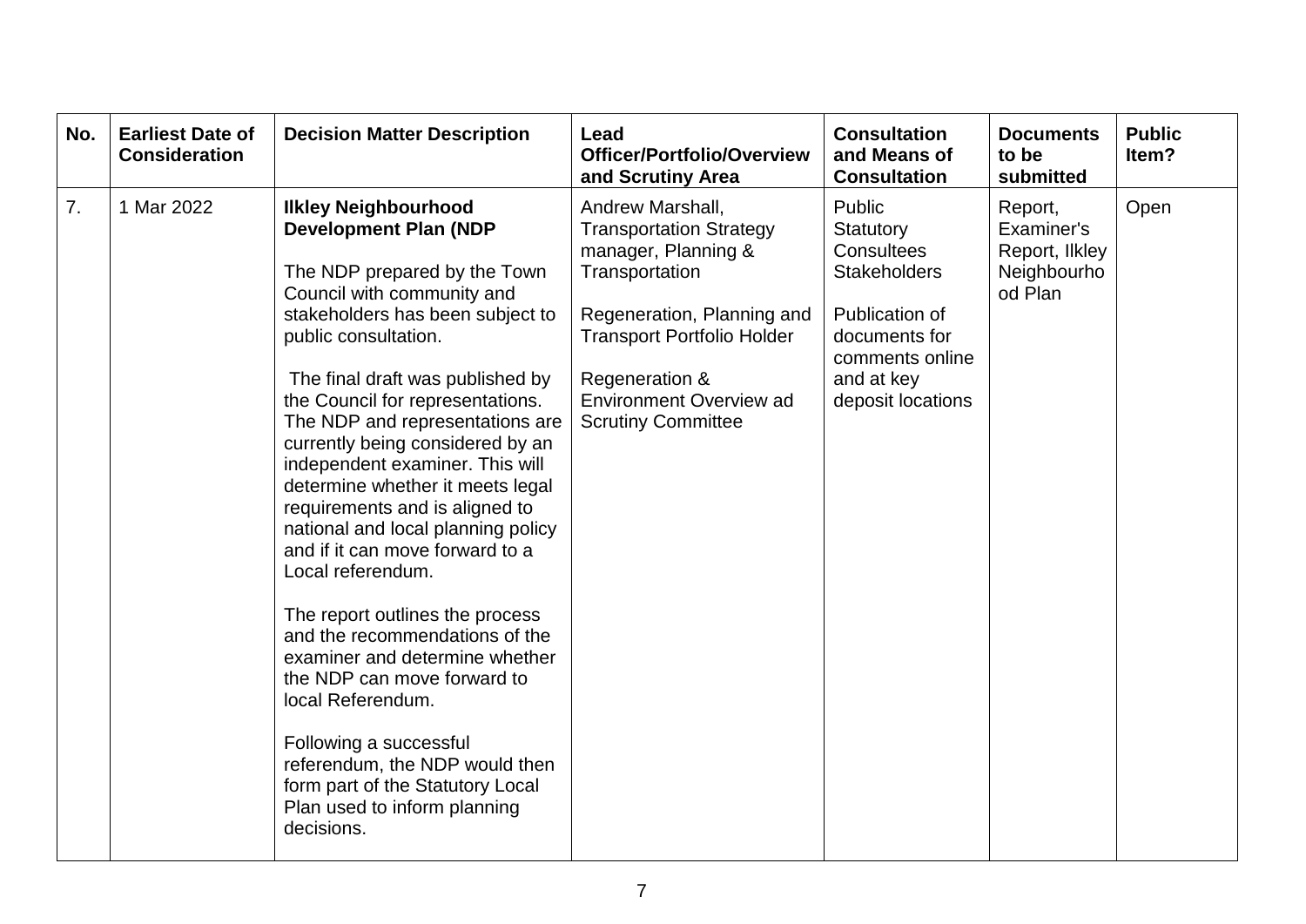| No. | Earliest Date of Consideration | Decision Matter Description | Lead Officer/Portfolio/Overview and Scrutiny Area | Consultation and Means of Consultation | Documents to be submitted | Public Item? |
|---|---|---|---|---|---|---|
| 7. | 1 Mar 2022 | **Ilkley Neighbourhood Development Plan (NDP**<br><br>The NDP prepared by the Town Council with community and stakeholders has been subject to public consultation.<br><br>The final draft was published by the Council for representations. The NDP and representations are currently being considered by an independent examiner. This will determine whether it meets legal requirements and is aligned to national and local planning policy and if it can move forward to a Local referendum.<br><br>The report outlines the process and the recommendations of the examiner and determine whether the NDP can move forward to local Referendum.<br><br>Following a successful referendum, the NDP would then form part of the Statutory Local Plan used to inform planning decisions. | Andrew Marshall, Transportation Strategy manager, Planning & Transportation<br><br>Regeneration, Planning and Transport Portfolio Holder<br><br>Regeneration & Environment Overview ad Scrutiny Committee | Public Statutory Consultees Stakeholders<br><br>Publication of documents for comments online and at key deposit locations | Report, Examiner's Report, Ilkley Neighbourhood Plan | Open |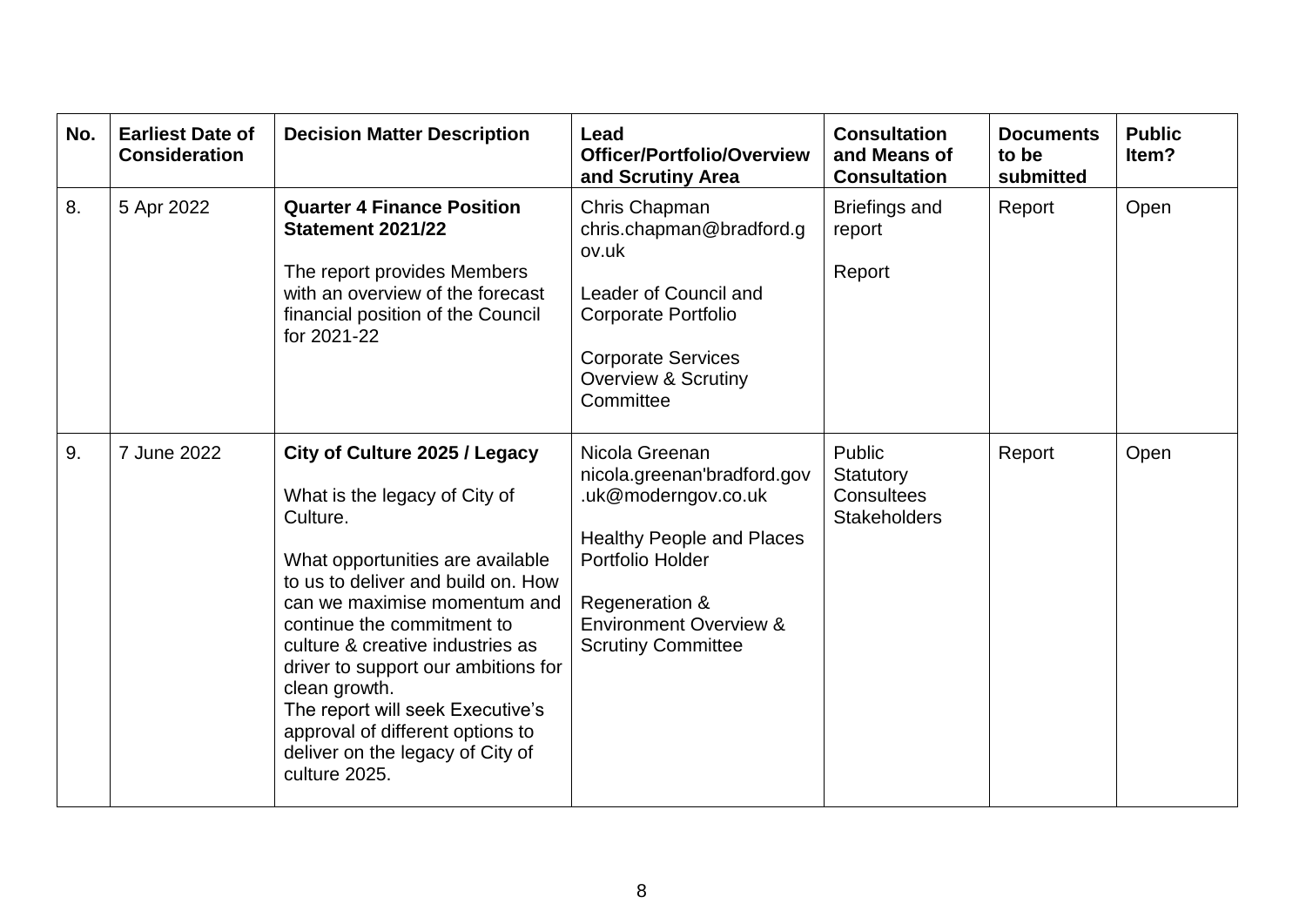| No. | Earliest Date of Consideration | Decision Matter Description | Lead Officer/Portfolio/Overview and Scrutiny Area | Consultation and Means of Consultation | Documents to be submitted | Public Item? |
|---|---|---|---|---|---|---|
| 8. | 5 Apr 2022 | **Quarter 4 Finance Position Statement 2021/22**<br><br>The report provides Members with an overview of the forecast financial position of the Council for 2021-22 | Chris Chapman chris.chapman@bradford.gov.uk<br><br>Leader of Council and Corporate Portfolio<br><br>Corporate Services Overview & Scrutiny Committee | Briefings and report<br><br>Report | Report | Open |
| 9. | 7 June 2022 | **City of Culture 2025 / Legacy**<br><br>What is the legacy of City of Culture.<br><br>What opportunities are available to us to deliver and build on. How can we maximise momentum and continue the commitment to culture & creative industries as driver to support our ambitions for clean growth.<br>The report will seek Executive's approval of different options to deliver on the legacy of City of culture 2025. | Nicola Greenan nicola.greenan'bradford.gov.uk@moderngov.co.uk<br><br>Healthy People and Places Portfolio Holder<br><br>Regeneration & Environment Overview & Scrutiny Committee | Public<br>Statutory Consultees<br>Stakeholders | Report | Open |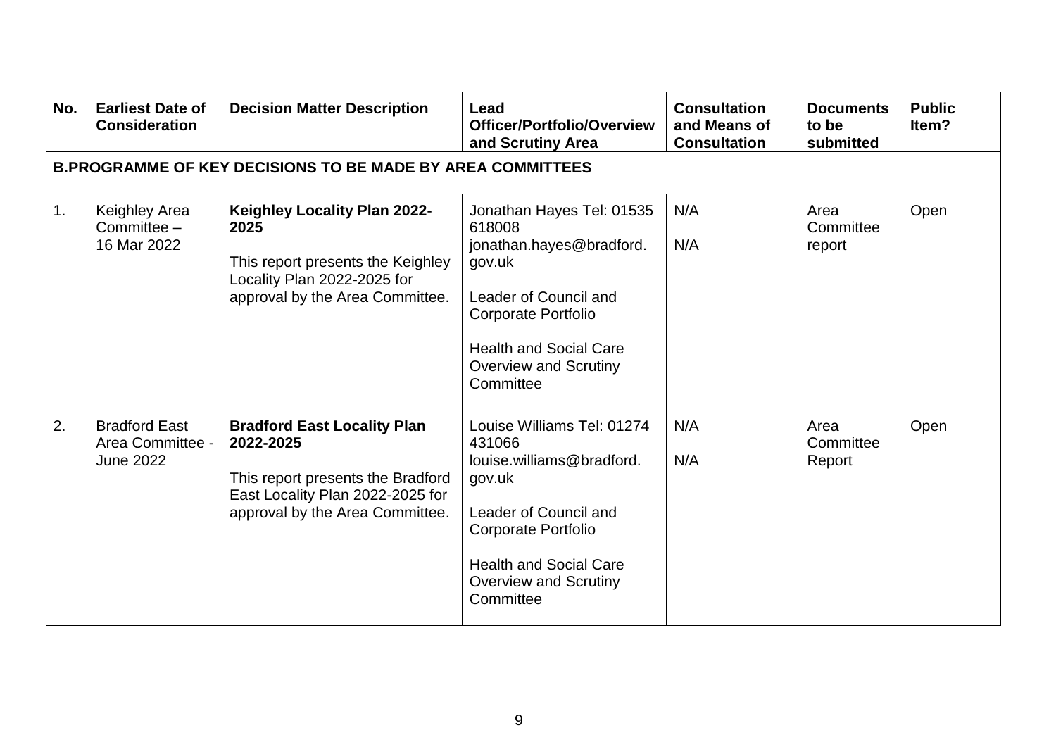| No. | Earliest Date of Consideration | Decision Matter Description | Lead Officer/Portfolio/Overview and Scrutiny Area | Consultation and Means of Consultation | Documents to be submitted | Public Item? |
|---|---|---|---|---|---|---|
| **B.PROGRAMME OF KEY DECISIONS TO BE MADE BY AREA COMMITTEES** | | | | | | |
| 1. | Keighley Area Committee – 16 Mar 2022 | **Keighley Locality Plan 2022-2025**<br><br>This report presents the Keighley Locality Plan 2022-2025 for approval by the Area Committee. | Jonathan Hayes Tel: 01535 618008 jonathan.hayes@bradford.gov.uk<br><br>Leader of Council and Corporate Portfolio<br><br>Health and Social Care Overview and Scrutiny Committee | N/A<br><br>N/A | Area Committee report | Open |
| 2. | Bradford East Area Committee - June 2022 | **Bradford East Locality Plan 2022-2025**<br><br>This report presents the Bradford East Locality Plan 2022-2025 for approval by the Area Committee. | Louise Williams Tel: 01274 431066 louise.williams@bradford.gov.uk<br><br>Leader of Council and Corporate Portfolio<br><br>Health and Social Care Overview and Scrutiny Committee | N/A<br><br>N/A | Area Committee Report | Open |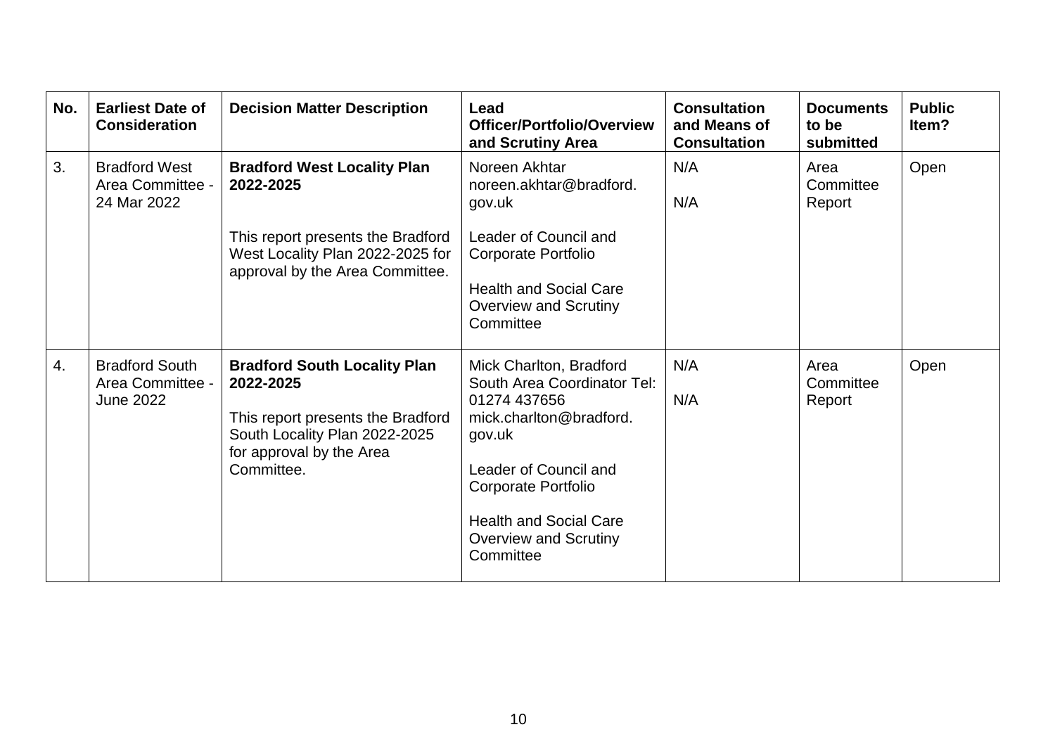| No. | Earliest Date of Consideration | Decision Matter Description | Lead Officer/Portfolio/Overview and Scrutiny Area | Consultation and Means of Consultation | Documents to be submitted | Public Item? |
|---|---|---|---|---|---|---|
| 3. | Bradford West Area Committee - 24 Mar 2022 | **Bradford West Locality Plan 2022-2025**<br><br>This report presents the Bradford West Locality Plan 2022-2025 for approval by the Area Committee. | Noreen Akhtar noreen.akhtar@bradford.gov.uk<br><br>Leader of Council and Corporate Portfolio<br><br>Health and Social Care Overview and Scrutiny Committee | N/A<br><br>N/A | Area Committee Report | Open |
| 4. | Bradford South Area Committee - June 2022 | **Bradford South Locality Plan 2022-2025**<br><br>This report presents the Bradford South Locality Plan 2022-2025 for approval by the Area Committee. | Mick Charlton, Bradford South Area Coordinator Tel: 01274 437656 mick.charlton@bradford.gov.uk<br><br>Leader of Council and Corporate Portfolio<br><br>Health and Social Care Overview and Scrutiny Committee | N/A<br><br>N/A | Area Committee Report | Open |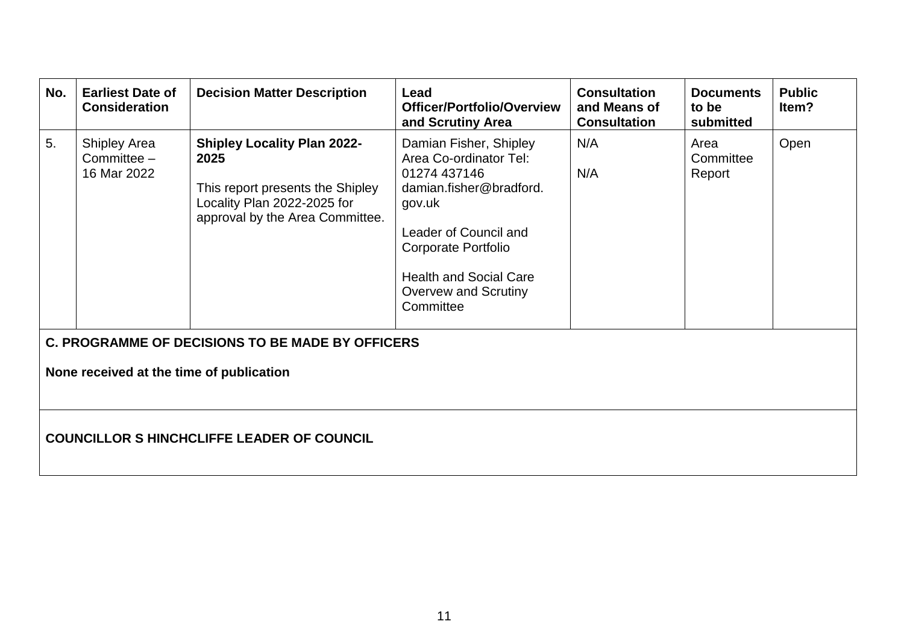| No. | Earliest Date of Consideration | Decision Matter Description | Lead Officer/Portfolio/Overview and Scrutiny Area | Consultation and Means of Consultation | Documents to be submitted | Public Item? |
|---|---|---|---|---|---|---|
| 5. | Shipley Area Committee – 16 Mar 2022 | **Shipley Locality Plan 2022-2025**<br><br>This report presents the Shipley Locality Plan 2022-2025 for approval by the Area Committee. | Damian Fisher, Shipley Area Co-ordinator Tel: 01274 437146 damian.fisher@bradford.gov.uk<br><br>Leader of Council and Corporate Portfolio<br><br>Health and Social Care Overvew and Scrutiny Committee | N/A<br><br>N/A | Area Committee Report | Open |

**C. PROGRAMME OF DECISIONS TO BE MADE BY OFFICERS**

**None received at the time of publication**

**COUNCILLOR S HINCHCLIFFE LEADER OF COUNCIL**